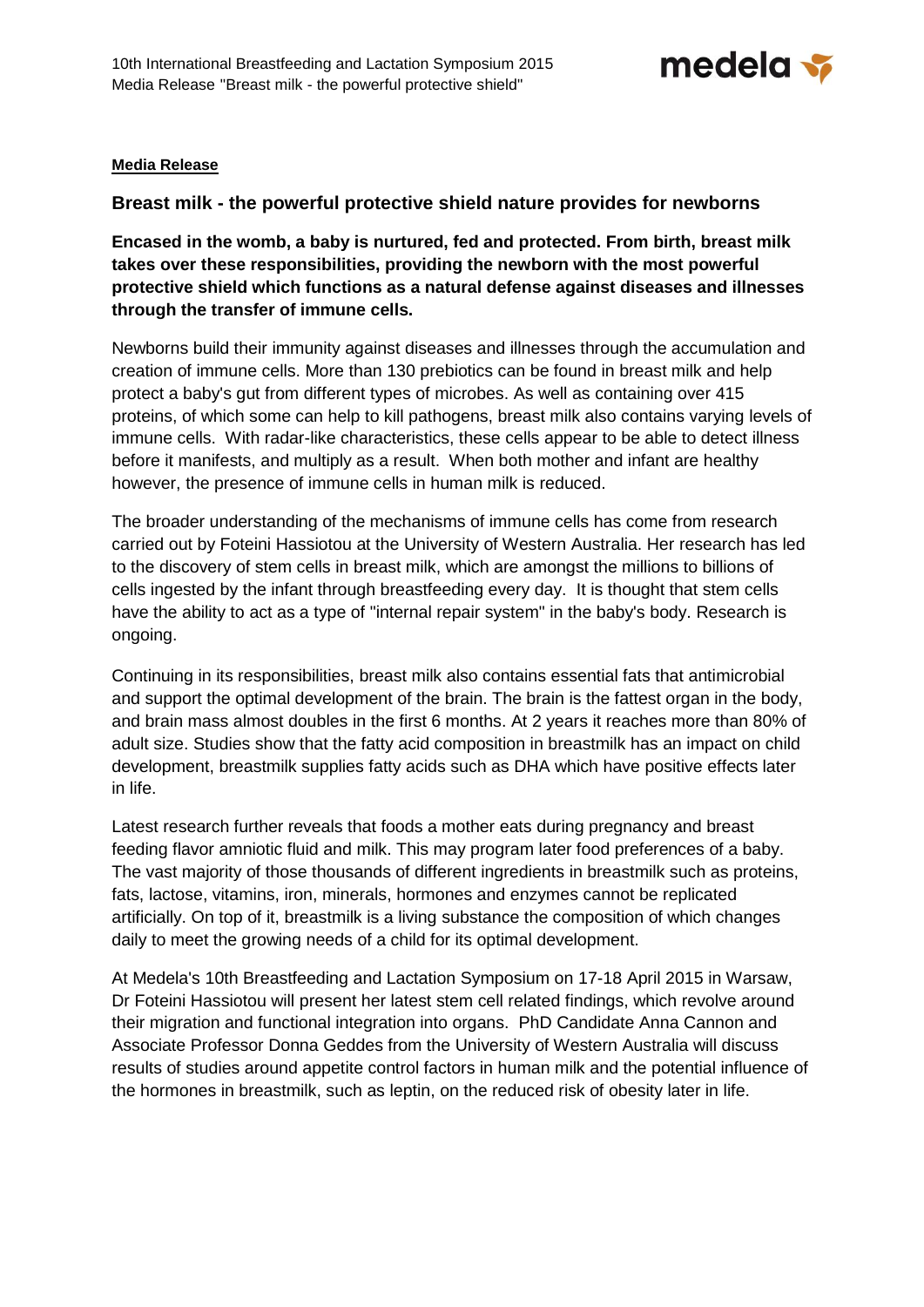**Media Release**

## Breast milk - the powerful protective shield nature provides for newborns

**Encased in the womb, a baby is nurtured, fed and protected. From birth, breast milk takes over these responsibilities, providing the newborn with the most powerful protective shield which functions as a natural defense against diseases and illnesses through the transfer of immune cells.**

Newborns build their immunity against diseases and illnesses through the accumulation and creation of immune cells. More than 130 prebiotics can be found in breast milk and help protect a baby's gut from different types of microbes. As well as containing over 415 proteins, of which some can help to kill pathogens, breast milk also contains varying levels of immune cells. With radar-like characteristics, these cells appear to be able to detect illness before it manifests, and multiply as a result. When both mother and infant are healthy however, the presence of immune cells in human milk is reduced.

The broader understanding of the mechanisms of immune cells has come from research carried out by Foteini Hassiotou at the University of Western Australia. Her research has led to the discovery of stem cells in breast milk, which are amongst the millions to billions of cells ingested by the infant through breastfeeding every day. It is thought that stem cells have the ability to act as a type of "internal repair system" in the baby's body. Research is ongoing.

Continuing in its responsibilities, breast milk also contains essential fats that antimicrobial and support the optimal development of the brain. The brain is the fattest organ in the body, and brain mass almost doubles in the first 6 months. At 2 years it reaches more than 80% of adult size. Studies show that the fatty acid composition in breastmilk has an impact on child development, breastmilk supplies fatty acids such as DHA which have positive effects later in life.

Latest research further reveals that foods a mother eats during pregnancy and breast feeding flavor amniotic fluid and milk. This may program later food preferences of a baby. The vast majority of those thousands of different ingredients in breastmilk such as proteins, fats, lactose, vitamins, iron, minerals, hormones and enzymes cannot be replicated artificially. On top of it, breastmilk is a living substance the composition of which changes daily to meet the growing needs of a child for its optimal development.

At Medela's 10th Breastfeeding and Lactation Symposium on 17-18 April 2015 in Warsaw, Dr Foteini Hassiotou will present her latest stem cell related findings, which revolve around their migration and functional integration into organs. PhD Candidate Anna Cannon and Associate Professor Donna Geddes from the University of Western Australia will discuss results of studies around appetite control factors in human milk and the potential influence of the hormones in breastmilk, such as leptin, on the reduced risk of obesity later in life.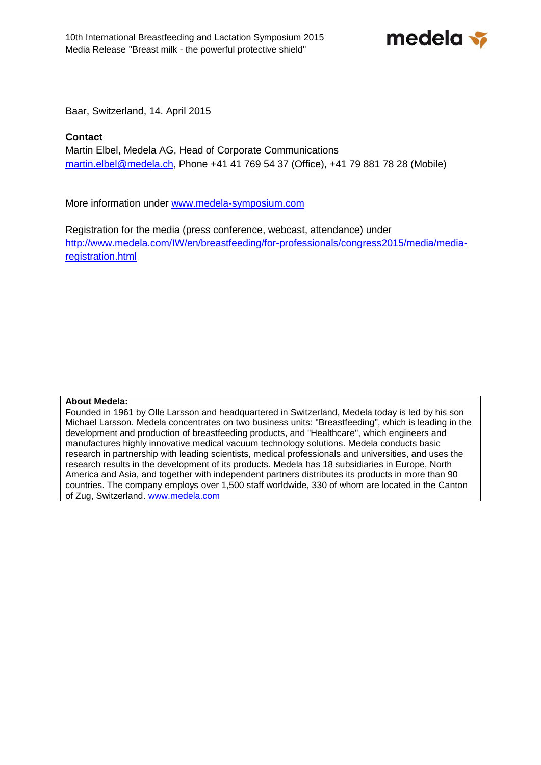Baar, Switzerland, 14. April 2015

**Contact**

Martin Elbel, Medela AG, Head of Corporate Communications
martin.elbel@medela.ch, Phone +41 41 769 54 37 (Office), +41 79 881 78 28 (Mobile)

More information under www.medela-symposium.com

Registration for the media (press conference, webcast, attendance) under
http://www.medela.com/IW/en/breastfeeding/for-professionals/congress2015/media/media-registration.html

**About Medela:**
Founded in 1961 by Olle Larsson and headquartered in Switzerland, Medela today is led by his son Michael Larsson. Medela concentrates on two business units: "Breastfeeding", which is leading in the development and production of breastfeeding products, and "Healthcare", which engineers and manufactures highly innovative medical vacuum technology solutions. Medela conducts basic research in partnership with leading scientists, medical professionals and universities, and uses the research results in the development of its products. Medela has 18 subsidiaries in Europe, North America and Asia, and together with independent partners distributes its products in more than 90 countries. The company employs over 1,500 staff worldwide, 330 of whom are located in the Canton of Zug, Switzerland. www.medela.com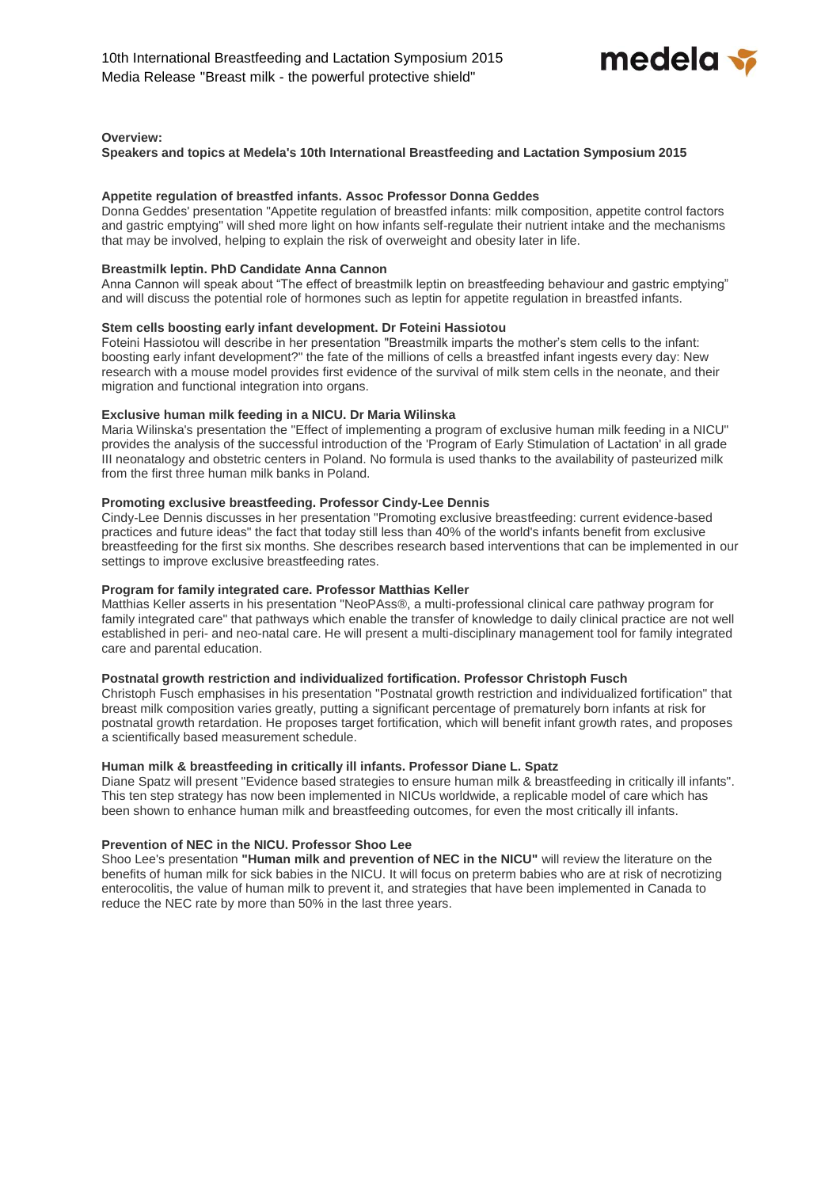**Overview:**

**Speakers and topics at Medela's 10th International Breastfeeding and Lactation Symposium 2015**

**Appetite regulation of breastfed infants. Assoc Professor Donna Geddes**

Donna Geddes' presentation "Appetite regulation of breastfed infants: milk composition, appetite control factors and gastric emptying" will shed more light on how infants self-regulate their nutrient intake and the mechanisms that may be involved, helping to explain the risk of overweight and obesity later in life.

**Breastmilk leptin. PhD Candidate Anna Cannon**

Anna Cannon will speak about "The effect of breastmilk leptin on breastfeeding behaviour and gastric emptying" and will discuss the potential role of hormones such as leptin for appetite regulation in breastfed infants.

**Stem cells boosting early infant development. Dr Foteini Hassiotou**

Foteini Hassiotou will describe in her presentation "Breastmilk imparts the mother's stem cells to the infant: boosting early infant development?" the fate of the millions of cells a breastfed infant ingests every day: New research with a mouse model provides first evidence of the survival of milk stem cells in the neonate, and their migration and functional integration into organs.

**Exclusive human milk feeding in a NICU. Dr Maria Wilinska**

Maria Wilinska's presentation the "Effect of implementing a program of exclusive human milk feeding in a NICU" provides the analysis of the successful introduction of the 'Program of Early Stimulation of Lactation' in all grade III neonatology and obstetric centers in Poland. No formula is used thanks to the availability of pasteurized milk from the first three human milk banks in Poland.

**Promoting exclusive breastfeeding. Professor Cindy-Lee Dennis**

Cindy-Lee Dennis discusses in her presentation "Promoting exclusive breastfeeding: current evidence-based practices and future ideas" the fact that today still less than 40% of the world's infants benefit from exclusive breastfeeding for the first six months. She describes research based interventions that can be implemented in our settings to improve exclusive breastfeeding rates.

**Program for family integrated care. Professor Matthias Keller**

Matthias Keller asserts in his presentation "NeoPAss®, a multi-professional clinical care pathway program for family integrated care" that pathways which enable the transfer of knowledge to daily clinical practice are not well established in peri- and neo-natal care. He will present a multi-disciplinary management tool for family integrated care and parental education.

**Postnatal growth restriction and individualized fortification. Professor Christoph Fusch**

Christoph Fusch emphasises in his presentation "Postnatal growth restriction and individualized fortification" that breast milk composition varies greatly, putting a significant percentage of prematurely born infants at risk for postnatal growth retardation. He proposes target fortification, which will benefit infant growth rates, and proposes a scientifically based measurement schedule.

**Human milk & breastfeeding in critically ill infants. Professor Diane L. Spatz**

Diane Spatz will present "Evidence based strategies to ensure human milk & breastfeeding in critically ill infants". This ten step strategy has now been implemented in NICUs worldwide, a replicable model of care which has been shown to enhance human milk and breastfeeding outcomes, for even the most critically ill infants.

**Prevention of NEC in the NICU. Professor Shoo Lee**

Shoo Lee's presentation **"Human milk and prevention of NEC in the NICU"** will review the literature on the benefits of human milk for sick babies in the NICU. It will focus on preterm babies who are at risk of necrotizing enterocolitis, the value of human milk to prevent it, and strategies that have been implemented in Canada to reduce the NEC rate by more than 50% in the last three years.